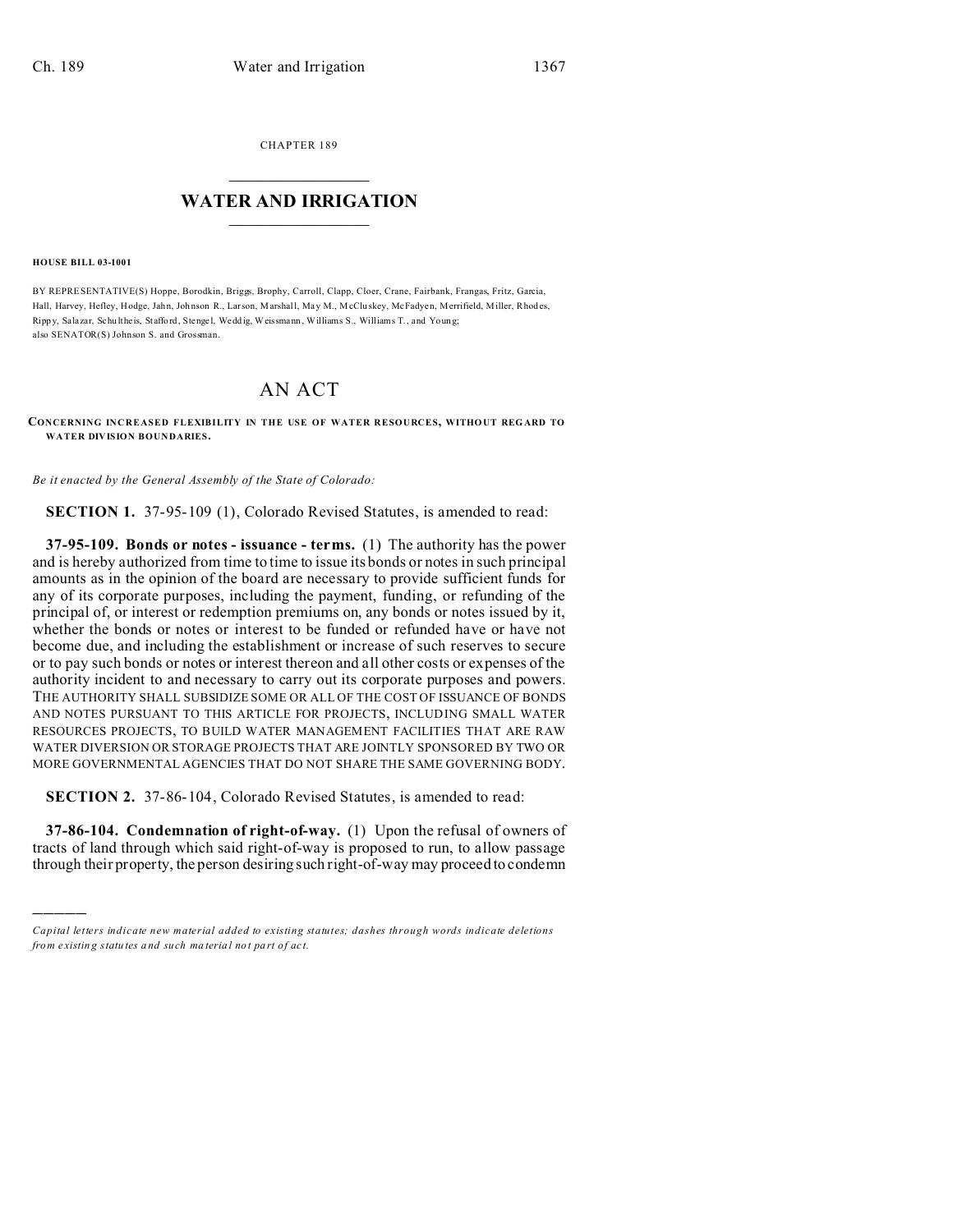CHAPTER 189

# WATER AND IRRIGATION

**HOUSE BILL 03-1001**

BY REPRESENTATIVE(S) Hoppe, Borodkin, Briggs, Brophy, Carroll, Clapp, Cloer, Crane, Fairbank, Frangas, Fritz, Garcia, Hall, Harvey, Hefley, Hodge, Jahn, Johnson R., Larson, Marshall, May M., McCluskey, McFadyen, Merrifield, Miller, Rhodes, Rippy, Salazar, Schultheis, Stafford, Stengel, Weddig, Weissmann, Williams S., Williams T., and Young;
also SENATOR(S) Johnson S. and Grossman.

# AN ACT

**CONCERNING INCREASED FLEXIBILITY IN THE USE OF WATER RESOURCES, WITHOUT REGARD TO WATER DIVISION BOUNDARIES.**

*Be it enacted by the General Assembly of the State of Colorado:*

**SECTION 1.** 37-95-109 (1), Colorado Revised Statutes, is amended to read:

**37-95-109. Bonds or notes - issuance - terms.** (1) The authority has the power and is hereby authorized from time to time to issue its bonds or notes in such principal amounts as in the opinion of the board are necessary to provide sufficient funds for any of its corporate purposes, including the payment, funding, or refunding of the principal of, or interest or redemption premiums on, any bonds or notes issued by it, whether the bonds or notes or interest to be funded or refunded have or have not become due, and including the establishment or increase of such reserves to secure or to pay such bonds or notes or interest thereon and all other costs or expenses of the authority incident to and necessary to carry out its corporate purposes and powers. THE AUTHORITY SHALL SUBSIDIZE SOME OR ALL OF THE COST OF ISSUANCE OF BONDS AND NOTES PURSUANT TO THIS ARTICLE FOR PROJECTS, INCLUDING SMALL WATER RESOURCES PROJECTS, TO BUILD WATER MANAGEMENT FACILITIES THAT ARE RAW WATER DIVERSION OR STORAGE PROJECTS THAT ARE JOINTLY SPONSORED BY TWO OR MORE GOVERNMENTAL AGENCIES THAT DO NOT SHARE THE SAME GOVERNING BODY.

**SECTION 2.** 37-86-104, Colorado Revised Statutes, is amended to read:

**37-86-104. Condemnation of right-of-way.** (1) Upon the refusal of owners of tracts of land through which said right-of-way is proposed to run, to allow passage through their property, the person desiring such right-of-way may proceed to condemn

---

*Capital letters indicate new material added to existing statutes; dashes through words indicate deletions from existing statutes and such material not part of act.*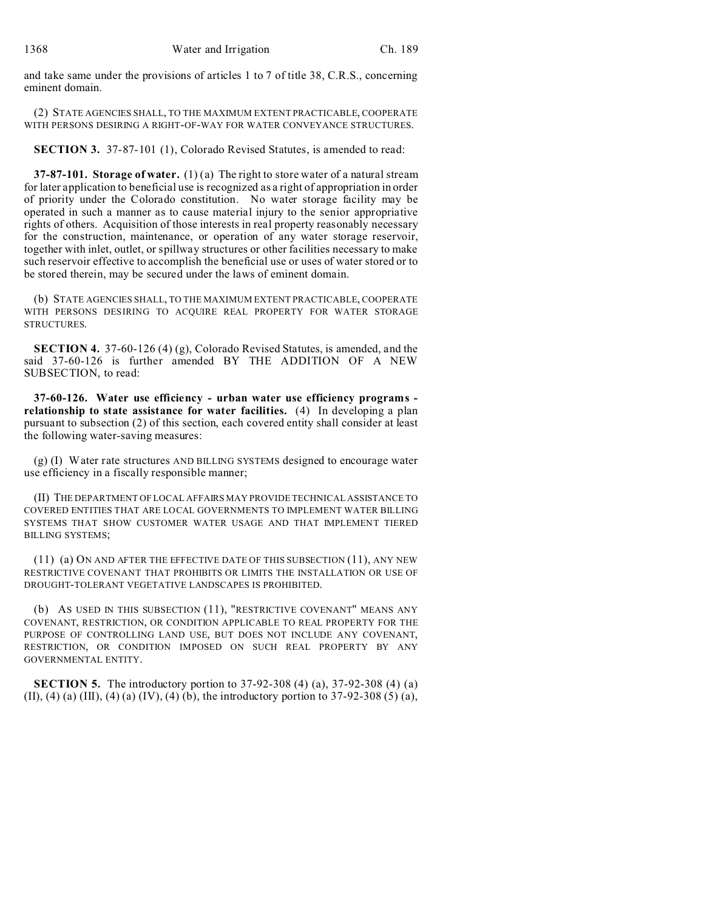and take same under the provisions of articles 1 to 7 of title 38, C.R.S., concerning eminent domain.

(2) STATE AGENCIES SHALL, TO THE MAXIMUM EXTENT PRACTICABLE, COOPERATE WITH PERSONS DESIRING A RIGHT-OF-WAY FOR WATER CONVEYANCE STRUCTURES.

**SECTION 3.** 37-87-101 (1), Colorado Revised Statutes, is amended to read:

**37-87-101. Storage of water.** (1) (a) The right to store water of a natural stream for later application to beneficial use is recognized as a right of appropriation in order of priority under the Colorado constitution. No water storage facility may be operated in such a manner as to cause material injury to the senior appropriative rights of others. Acquisition of those interests in real property reasonably necessary for the construction, maintenance, or operation of any water storage reservoir, together with inlet, outlet, or spillway structures or other facilities necessary to make such reservoir effective to accomplish the beneficial use or uses of water stored or to be stored therein, may be secured under the laws of eminent domain.

(b) STATE AGENCIES SHALL, TO THE MAXIMUM EXTENT PRACTICABLE, COOPERATE WITH PERSONS DESIRING TO ACQUIRE REAL PROPERTY FOR WATER STORAGE STRUCTURES.

**SECTION 4.** 37-60-126 (4) (g), Colorado Revised Statutes, is amended, and the said 37-60-126 is further amended BY THE ADDITION OF A NEW SUBSECTION, to read:

**37-60-126. Water use efficiency - urban water use efficiency programs - relationship to state assistance for water facilities.** (4) In developing a plan pursuant to subsection (2) of this section, each covered entity shall consider at least the following water-saving measures:

(g) (I) Water rate structures AND BILLING SYSTEMS designed to encourage water use efficiency in a fiscally responsible manner;

(II) THE DEPARTMENT OF LOCAL AFFAIRS MAY PROVIDE TECHNICAL ASSISTANCE TO COVERED ENTITIES THAT ARE LOCAL GOVERNMENTS TO IMPLEMENT WATER BILLING SYSTEMS THAT SHOW CUSTOMER WATER USAGE AND THAT IMPLEMENT TIERED BILLING SYSTEMS;

(11) (a) ON AND AFTER THE EFFECTIVE DATE OF THIS SUBSECTION (11), ANY NEW RESTRICTIVE COVENANT THAT PROHIBITS OR LIMITS THE INSTALLATION OR USE OF DROUGHT-TOLERANT VEGETATIVE LANDSCAPES IS PROHIBITED.

(b) AS USED IN THIS SUBSECTION (11), "RESTRICTIVE COVENANT" MEANS ANY COVENANT, RESTRICTION, OR CONDITION APPLICABLE TO REAL PROPERTY FOR THE PURPOSE OF CONTROLLING LAND USE, BUT DOES NOT INCLUDE ANY COVENANT, RESTRICTION, OR CONDITION IMPOSED ON SUCH REAL PROPERTY BY ANY GOVERNMENTAL ENTITY.

**SECTION 5.** The introductory portion to 37-92-308 (4) (a), 37-92-308 (4) (a) (II), (4) (a) (III), (4) (a) (IV), (4) (b), the introductory portion to 37-92-308 (5) (a),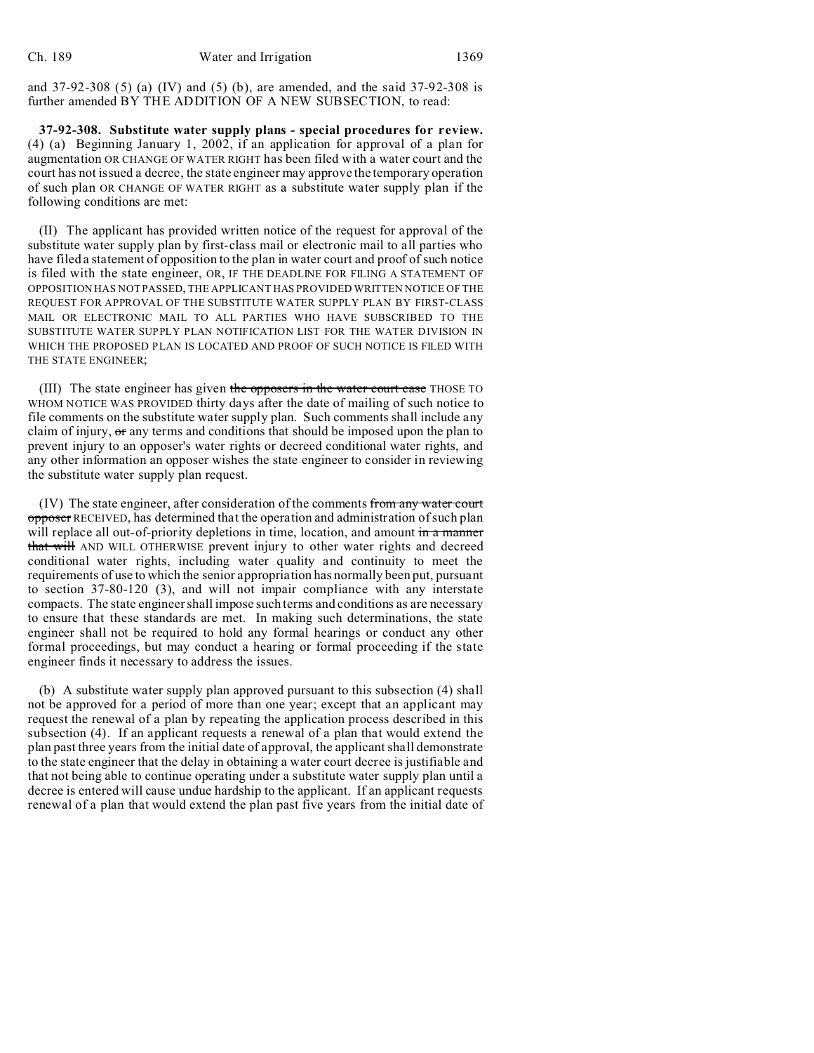and 37-92-308 (5) (a) (IV) and (5) (b), are amended, and the said 37-92-308 is further amended BY THE ADDITION OF A NEW SUBSECTION, to read:

**37-92-308. Substitute water supply plans - special procedures for review.** (4) (a) Beginning January 1, 2002, if an application for approval of a plan for augmentation OR CHANGE OF WATER RIGHT has been filed with a water court and the court has not issued a decree, the state engineer may approve the temporary operation of such plan OR CHANGE OF WATER RIGHT as a substitute water supply plan if the following conditions are met:

(II) The applicant has provided written notice of the request for approval of the substitute water supply plan by first-class mail or electronic mail to all parties who have filed a statement of opposition to the plan in water court and proof of such notice is filed with the state engineer, OR, IF THE DEADLINE FOR FILING A STATEMENT OF OPPOSITION HAS NOT PASSED, THE APPLICANT HAS PROVIDED WRITTEN NOTICE OF THE REQUEST FOR APPROVAL OF THE SUBSTITUTE WATER SUPPLY PLAN BY FIRST-CLASS MAIL OR ELECTRONIC MAIL TO ALL PARTIES WHO HAVE SUBSCRIBED TO THE SUBSTITUTE WATER SUPPLY PLAN NOTIFICATION LIST FOR THE WATER DIVISION IN WHICH THE PROPOSED PLAN IS LOCATED AND PROOF OF SUCH NOTICE IS FILED WITH THE STATE ENGINEER;

(III) The state engineer has given ~~the opposers in the water court case~~ THOSE TO WHOM NOTICE WAS PROVIDED thirty days after the date of mailing of such notice to file comments on the substitute water supply plan. Such comments shall include any claim of injury, ~~or~~ any terms and conditions that should be imposed upon the plan to prevent injury to an opposer's water rights or decreed conditional water rights, and any other information an opposer wishes the state engineer to consider in reviewing the substitute water supply plan request.

(IV) The state engineer, after consideration of the comments ~~from any water court opposer~~ RECEIVED, has determined that the operation and administration of such plan will replace all out-of-priority depletions in time, location, and amount ~~in a manner that will~~ AND WILL OTHERWISE prevent injury to other water rights and decreed conditional water rights, including water quality and continuity to meet the requirements of use to which the senior appropriation has normally been put, pursuant to section 37-80-120 (3), and will not impair compliance with any interstate compacts. The state engineer shall impose such terms and conditions as are necessary to ensure that these standards are met. In making such determinations, the state engineer shall not be required to hold any formal hearings or conduct any other formal proceedings, but may conduct a hearing or formal proceeding if the state engineer finds it necessary to address the issues.

(b) A substitute water supply plan approved pursuant to this subsection (4) shall not be approved for a period of more than one year; except that an applicant may request the renewal of a plan by repeating the application process described in this subsection (4). If an applicant requests a renewal of a plan that would extend the plan past three years from the initial date of approval, the applicant shall demonstrate to the state engineer that the delay in obtaining a water court decree is justifiable and that not being able to continue operating under a substitute water supply plan until a decree is entered will cause undue hardship to the applicant. If an applicant requests renewal of a plan that would extend the plan past five years from the initial date of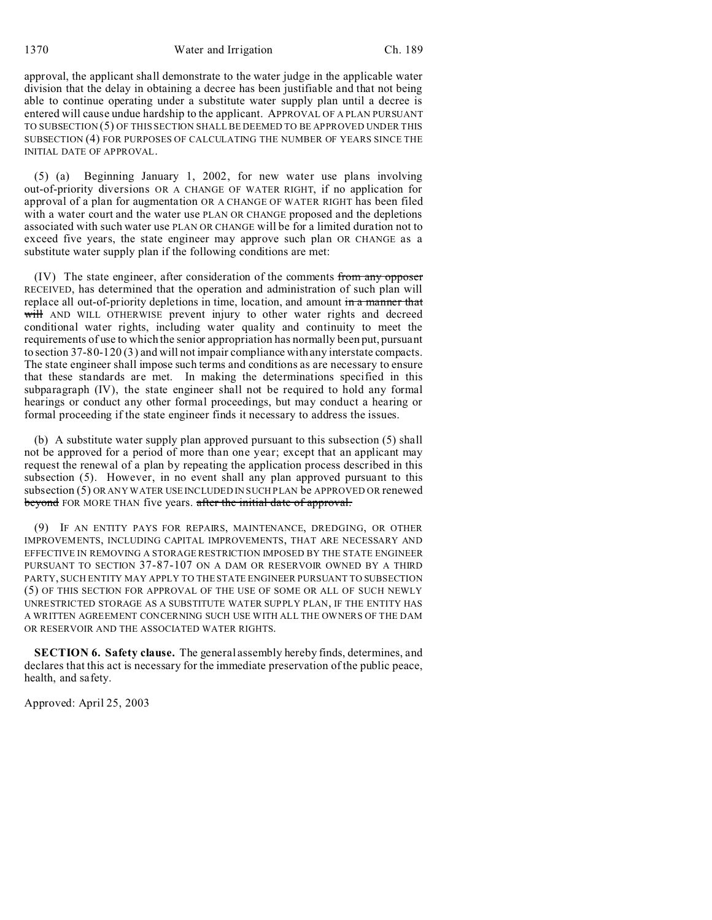approval, the applicant shall demonstrate to the water judge in the applicable water division that the delay in obtaining a decree has been justifiable and that not being able to continue operating under a substitute water supply plan until a decree is entered will cause undue hardship to the applicant. APPROVAL OF A PLAN PURSUANT TO SUBSECTION (5) OF THIS SECTION SHALL BE DEEMED TO BE APPROVED UNDER THIS SUBSECTION (4) FOR PURPOSES OF CALCULATING THE NUMBER OF YEARS SINCE THE INITIAL DATE OF APPROVAL.

(5) (a) Beginning January 1, 2002, for new water use plans involving out-of-priority diversions OR A CHANGE OF WATER RIGHT, if no application for approval of a plan for augmentation OR A CHANGE OF WATER RIGHT has been filed with a water court and the water use PLAN OR CHANGE proposed and the depletions associated with such water use PLAN OR CHANGE will be for a limited duration not to exceed five years, the state engineer may approve such plan OR CHANGE as a substitute water supply plan if the following conditions are met:

(IV) The state engineer, after consideration of the comments ~~from any opposer~~ RECEIVED, has determined that the operation and administration of such plan will replace all out-of-priority depletions in time, location, and amount ~~in a manner that will~~ AND WILL OTHERWISE prevent injury to other water rights and decreed conditional water rights, including water quality and continuity to meet the requirements of use to which the senior appropriation has normally been put, pursuant to section 37-80-120 (3) and will not impair compliance with any interstate compacts. The state engineer shall impose such terms and conditions as are necessary to ensure that these standards are met. In making the determinations specified in this subparagraph (IV), the state engineer shall not be required to hold any formal hearings or conduct any other formal proceedings, but may conduct a hearing or formal proceeding if the state engineer finds it necessary to address the issues.

(b) A substitute water supply plan approved pursuant to this subsection (5) shall not be approved for a period of more than one year; except that an applicant may request the renewal of a plan by repeating the application process described in this subsection (5). However, in no event shall any plan approved pursuant to this subsection (5) OR ANY WATER USE INCLUDED IN SUCH PLAN be APPROVED OR renewed ~~beyond~~ FOR MORE THAN five years. ~~after the initial date of approval.~~

(9) IF AN ENTITY PAYS FOR REPAIRS, MAINTENANCE, DREDGING, OR OTHER IMPROVEMENTS, INCLUDING CAPITAL IMPROVEMENTS, THAT ARE NECESSARY AND EFFECTIVE IN REMOVING A STORAGE RESTRICTION IMPOSED BY THE STATE ENGINEER PURSUANT TO SECTION 37-87-107 ON A DAM OR RESERVOIR OWNED BY A THIRD PARTY, SUCH ENTITY MAY APPLY TO THE STATE ENGINEER PURSUANT TO SUBSECTION (5) OF THIS SECTION FOR APPROVAL OF THE USE OF SOME OR ALL OF SUCH NEWLY UNRESTRICTED STORAGE AS A SUBSTITUTE WATER SUPPLY PLAN, IF THE ENTITY HAS A WRITTEN AGREEMENT CONCERNING SUCH USE WITH ALL THE OWNERS OF THE DAM OR RESERVOIR AND THE ASSOCIATED WATER RIGHTS.

**SECTION 6. Safety clause.** The general assembly hereby finds, determines, and declares that this act is necessary for the immediate preservation of the public peace, health, and safety.

Approved: April 25, 2003